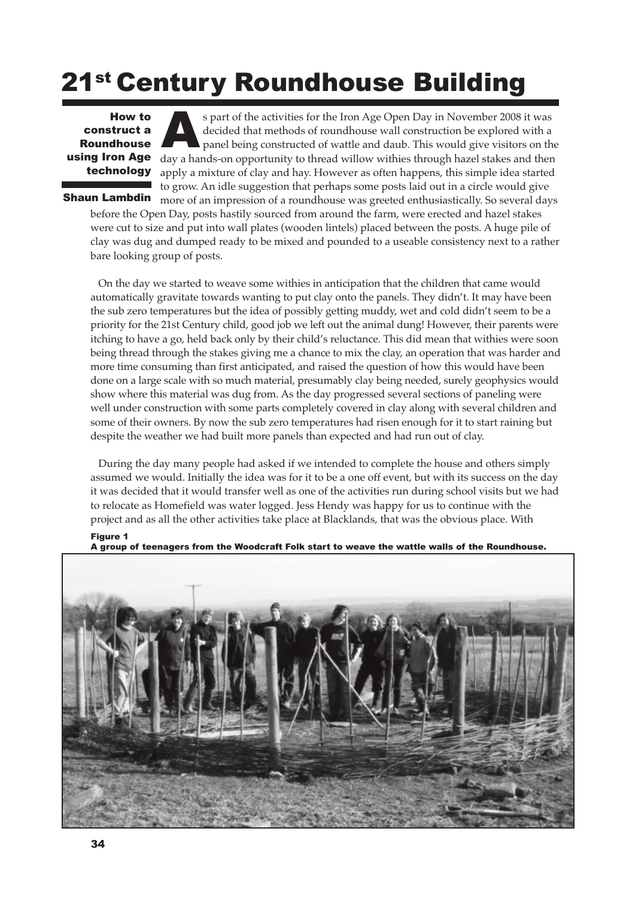# 21st Century Roundhouse Building

**How to construct a Roundhouse using Iron Age technology**

**Shaun Lambdin**

As part of the activities for the Iron Age Open Day in November 2008 it was decided that methods of roundhouse wall construction be explored with a panel being constructed of wattle and daub. This would give visitors on the day a hands-on opportunity to thread willow withies through hazel stakes and then apply a mixture of clay and hay. However as often happens, this simple idea started to grow. An idle suggestion that perhaps some posts laid out in a circle would give more of an impression of a roundhouse was greeted enthusiastically. So several days before the Open Day, posts hastily sourced from around the farm, were erected and hazel stakes were cut to size and put into wall plates (wooden lintels) placed between the posts. A huge pile of clay was dug and dumped ready to be mixed and pounded to a useable consistency next to a rather bare looking group of posts.

On the day we started to weave some withies in anticipation that the children that came would automatically gravitate towards wanting to put clay onto the panels. They didn't. It may have been the sub zero temperatures but the idea of possibly getting muddy, wet and cold didn't seem to be a priority for the 21st Century child, good job we left out the animal dung! However, their parents were itching to have a go, held back only by their child's reluctance. This did mean that withies were soon being thread through the stakes giving me a chance to mix the clay, an operation that was harder and more time consuming than first anticipated, and raised the question of how this would have been done on a large scale with so much material, presumably clay being needed, surely geophysics would show where this material was dug from. As the day progressed several sections of paneling were well under construction with some parts completely covered in clay along with several children and some of their owners. By now the sub zero temperatures had risen enough for it to start raining but despite the weather we had built more panels than expected and had run out of clay.

During the day many people had asked if we intended to complete the house and others simply assumed we would. Initially the idea was for it to be a one off event, but with its success on the day it was decided that it would transfer well as one of the activities run during school visits but we had to relocate as Homefield was water logged. Jess Hendy was happy for us to continue with the project and as all the other activities take place at Blacklands, that was the obvious place. With

**Figure 1**
**A group of teenagers from the Woodcraft Folk start to weave the wattle walls of the Roundhouse.**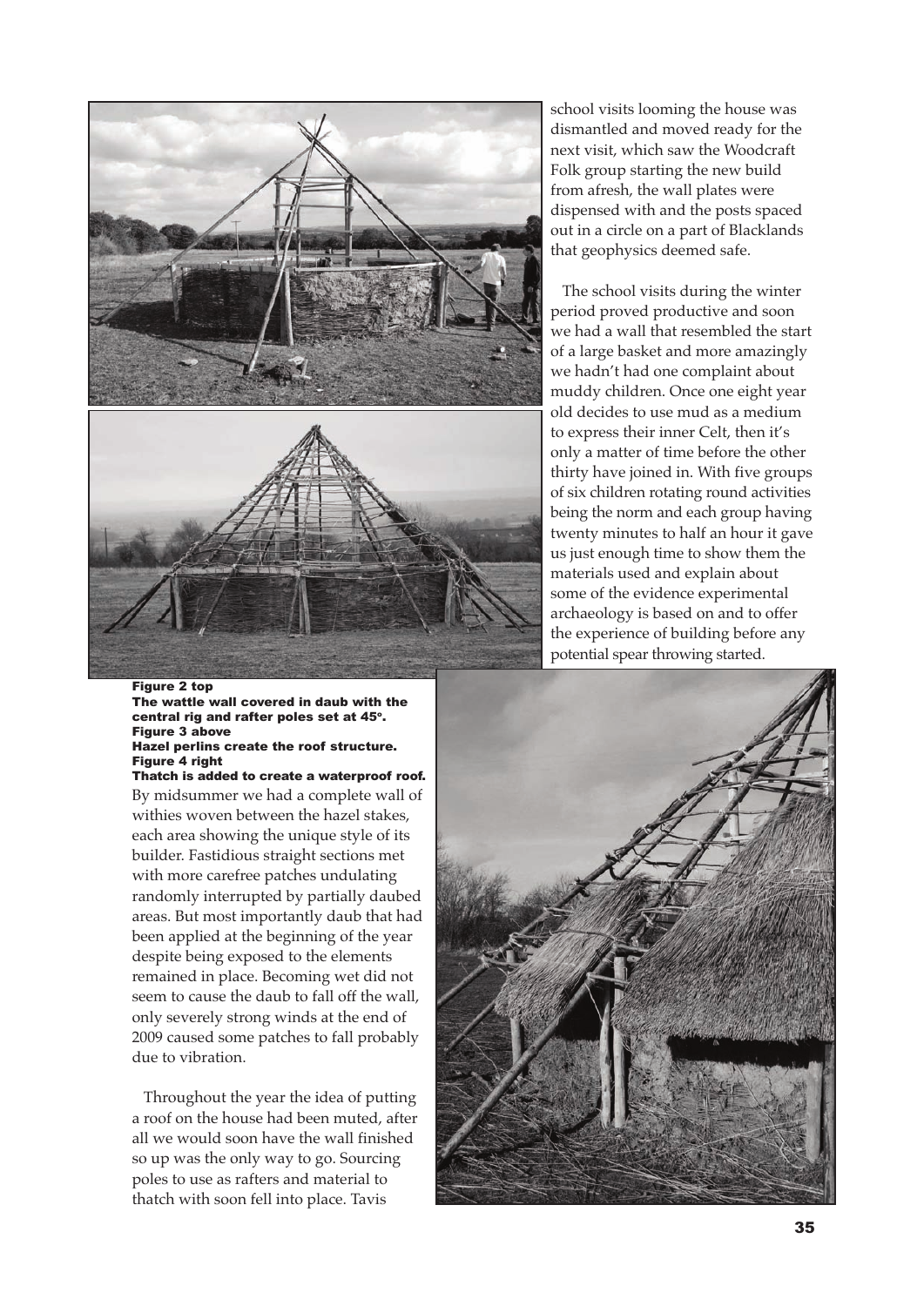school visits looming the house was dismantled and moved ready for the next visit, which saw the Woodcraft Folk group starting the new build from afresh, the wall plates were dispensed with and the posts spaced out in a circle on a part of Blacklands that geophysics deemed safe.

The school visits during the winter period proved productive and soon we had a wall that resembled the start of a large basket and more amazingly we hadn't had one complaint about muddy children. Once one eight year old decides to use mud as a medium to express their inner Celt, then it's only a matter of time before the other thirty have joined in. With five groups of six children rotating round activities being the norm and each group having twenty minutes to half an hour it gave us just enough time to show them the materials used and explain about some of the evidence experimental archaeology is based on and to offer the experience of building before any potential spear throwing started.

**Figure 2 top**
**The wattle wall covered in daub with the central rig and rafter poles set at 45°.**
**Figure 3 above**
**Hazel perlins create the roof structure.**
**Figure 4 right**
**Thatch is added to create a waterproof roof.**

By midsummer we had a complete wall of withies woven between the hazel stakes, each area showing the unique style of its builder. Fastidious straight sections met with more carefree patches undulating randomly interrupted by partially daubed areas. But most importantly daub that had been applied at the beginning of the year despite being exposed to the elements remained in place. Becoming wet did not seem to cause the daub to fall off the wall, only severely strong winds at the end of 2009 caused some patches to fall probably due to vibration.

Throughout the year the idea of putting a roof on the house had been muted, after all we would soon have the wall finished so up was the only way to go. Sourcing poles to use as rafters and material to thatch with soon fell into place. Tavis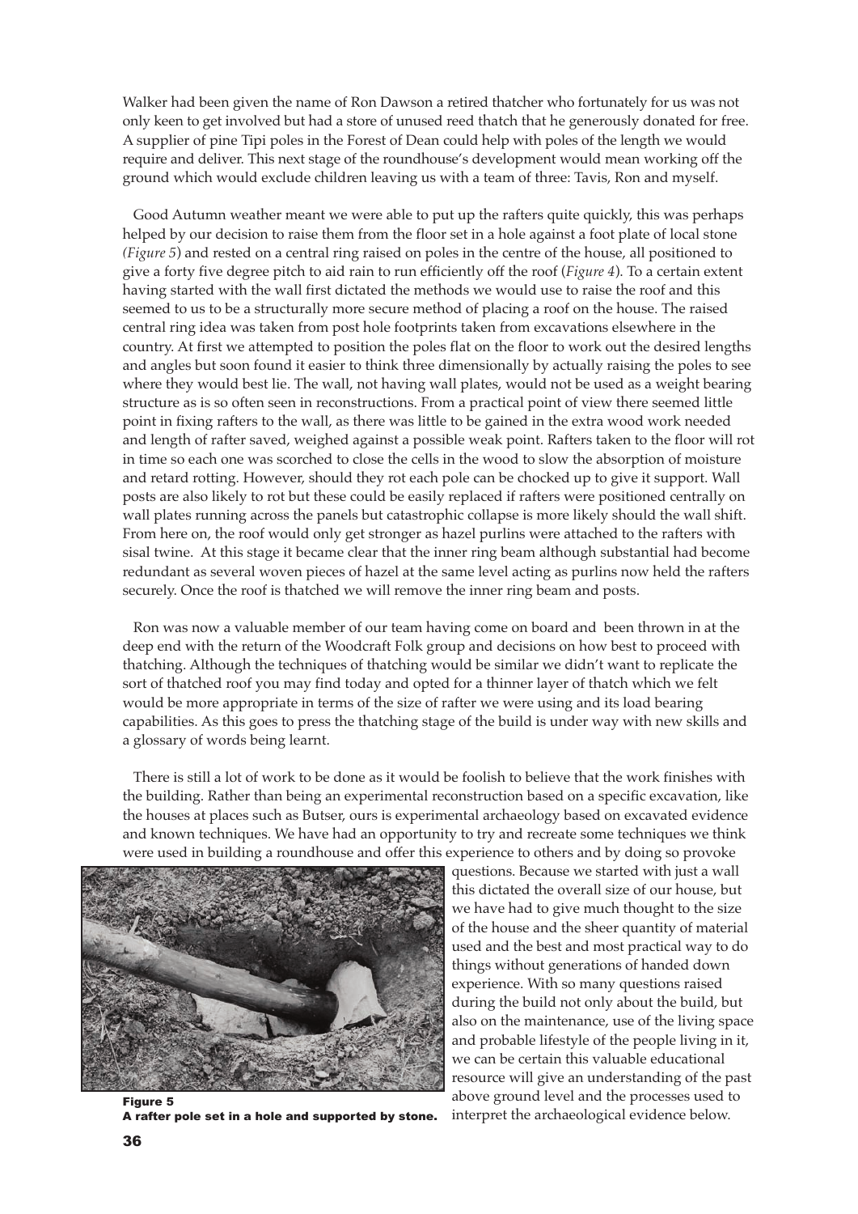Walker had been given the name of Ron Dawson a retired thatcher who fortunately for us was not only keen to get involved but had a store of unused reed thatch that he generously donated for free. A supplier of pine Tipi poles in the Forest of Dean could help with poles of the length we would require and deliver. This next stage of the roundhouse's development would mean working off the ground which would exclude children leaving us with a team of three: Tavis, Ron and myself.

Good Autumn weather meant we were able to put up the rafters quite quickly, this was perhaps helped by our decision to raise them from the floor set in a hole against a foot plate of local stone *(Figure 5)* and rested on a central ring raised on poles in the centre of the house, all positioned to give a forty five degree pitch to aid rain to run efficiently off the roof (*Figure 4*). To a certain extent having started with the wall first dictated the methods we would use to raise the roof and this seemed to us to be a structurally more secure method of placing a roof on the house. The raised central ring idea was taken from post hole footprints taken from excavations elsewhere in the country. At first we attempted to position the poles flat on the floor to work out the desired lengths and angles but soon found it easier to think three dimensionally by actually raising the poles to see where they would best lie. The wall, not having wall plates, would not be used as a weight bearing structure as is so often seen in reconstructions. From a practical point of view there seemed little point in fixing rafters to the wall, as there was little to be gained in the extra wood work needed and length of rafter saved, weighed against a possible weak point. Rafters taken to the floor will rot in time so each one was scorched to close the cells in the wood to slow the absorption of moisture and retard rotting. However, should they rot each pole can be chocked up to give it support. Wall posts are also likely to rot but these could be easily replaced if rafters were positioned centrally on wall plates running across the panels but catastrophic collapse is more likely should the wall shift. From here on, the roof would only get stronger as hazel purlins were attached to the rafters with sisal twine. At this stage it became clear that the inner ring beam although substantial had become redundant as several woven pieces of hazel at the same level acting as purlins now held the rafters securely. Once the roof is thatched we will remove the inner ring beam and posts.

Ron was now a valuable member of our team having come on board and been thrown in at the deep end with the return of the Woodcraft Folk group and decisions on how best to proceed with thatching. Although the techniques of thatching would be similar we didn't want to replicate the sort of thatched roof you may find today and opted for a thinner layer of thatch which we felt would be more appropriate in terms of the size of rafter we were using and its load bearing capabilities. As this goes to press the thatching stage of the build is under way with new skills and a glossary of words being learnt.

There is still a lot of work to be done as it would be foolish to believe that the work finishes with the building. Rather than being an experimental reconstruction based on a specific excavation, like the houses at places such as Butser, ours is experimental archaeology based on excavated evidence and known techniques. We have had an opportunity to try and recreate some techniques we think were used in building a roundhouse and offer this experience to others and by doing so provoke questions. Because we started with just a wall this dictated the overall size of our house, but we have had to give much thought to the size of the house and the sheer quantity of material used and the best and most practical way to do things without generations of handed down experience. With so many questions raised during the build not only about the build, but also on the maintenance, use of the living space and probable lifestyle of the people living in it, we can be certain this valuable educational resource will give an understanding of the past above ground level and the processes used to interpret the archaeological evidence below.

**Figure 5**
**A rafter pole set in a hole and supported by stone.**